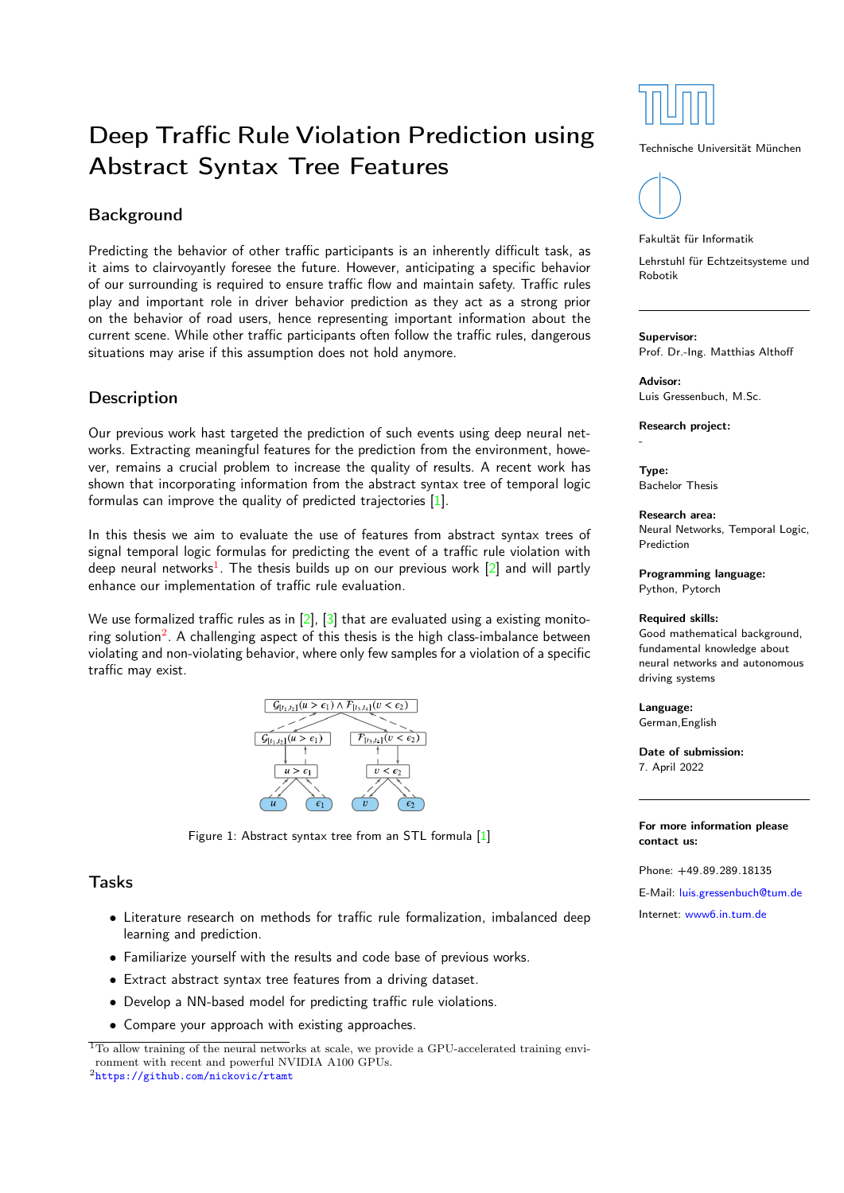# Deep Traffic Rule Violation Prediction using Abstract Syntax Tree Features

## Background

Predicting the behavior of other traffic participants is an inherently difficult task, as it aims to clairvoyantly foresee the future. However, anticipating a specific behavior of our surrounding is required to ensure traffic flow and maintain safety. Traffic rules play and important role in driver behavior prediction as they act as a strong prior on the behavior of road users, hence representing important information about the current scene. While other traffic participants often follow the traffic rules, dangerous situations may arise if this assumption does not hold anymore.

## Description

Our previous work hast targeted the prediction of such events using deep neural networks. Extracting meaningful features for the prediction from the environment, however, remains a crucial problem to increase the quality of results. A recent work has shown that incorporating information from the abstract syntax tree of temporal logic formulas can improve the quality of predicted trajectories [1].

In this thesis we aim to evaluate the use of features from abstract syntax trees of signal temporal logic formulas for predicting the event of a traffic rule violation with deep neural networks[1]. The thesis builds up on our previous work [2] and will partly enhance our implementation of traffic rule evaluation.

We use formalized traffic rules as in [2], [3] that are evaluated using a existing monitoring solution[2]. A challenging aspect of this thesis is the high class-imbalance between violating and non-violating behavior, where only few samples for a violation of a specific traffic may exist.

$\mathcal{G}_{[t_1,t_2]}(u > \epsilon_1) \wedge \mathcal{F}_{[t_3,t_4]}(v < \epsilon_2)$

$\mathcal{G}_{[t_1,t_2]}(u > \epsilon_1)$ $\mathcal{F}_{[t_3,t_4]}(v < \epsilon_2)$

$u > \epsilon_1$ $v < \epsilon_2$

$u$ $\epsilon_1$ $v$ $\epsilon_2$

Figure 1: Abstract syntax tree from an STL formula [1]

## Tasks

- Literature research on methods for traffic rule formalization, imbalanced deep learning and prediction.
- Familiarize yourself with the results and code base of previous works.
- Extract abstract syntax tree features from a driving dataset.
- Develop a NN-based model for predicting traffic rule violations.
- Compare your approach with existing approaches.

[1] To allow training of the neural networks at scale, we provide a GPU-accelerated training environment with recent and powerful NVIDIA A100 GPUs.

[2] https://github.com/nickovic/rtamt

Technische Universität München

Fakultät für Informatik

Lehrstuhl für Echtzeitsysteme und Robotik

**Supervisor:**
Prof. Dr.-Ing. Matthias Althoff

**Advisor:**
Luis Gressenbuch, M.Sc.

**Research project:**
-

**Type:**
Bachelor Thesis

**Research area:**
Neural Networks, Temporal Logic, Prediction

**Programming language:**
Python, Pytorch

**Required skills:**
Good mathematical background, fundamental knowledge about neural networks and autonomous driving systems

**Language:**
German,English

**Date of submission:**
7. April 2022

**For more information please contact us:**

Phone: +49.89.289.18135

E-Mail: luis.gressenbuch@tum.de

Internet: www6.in.tum.de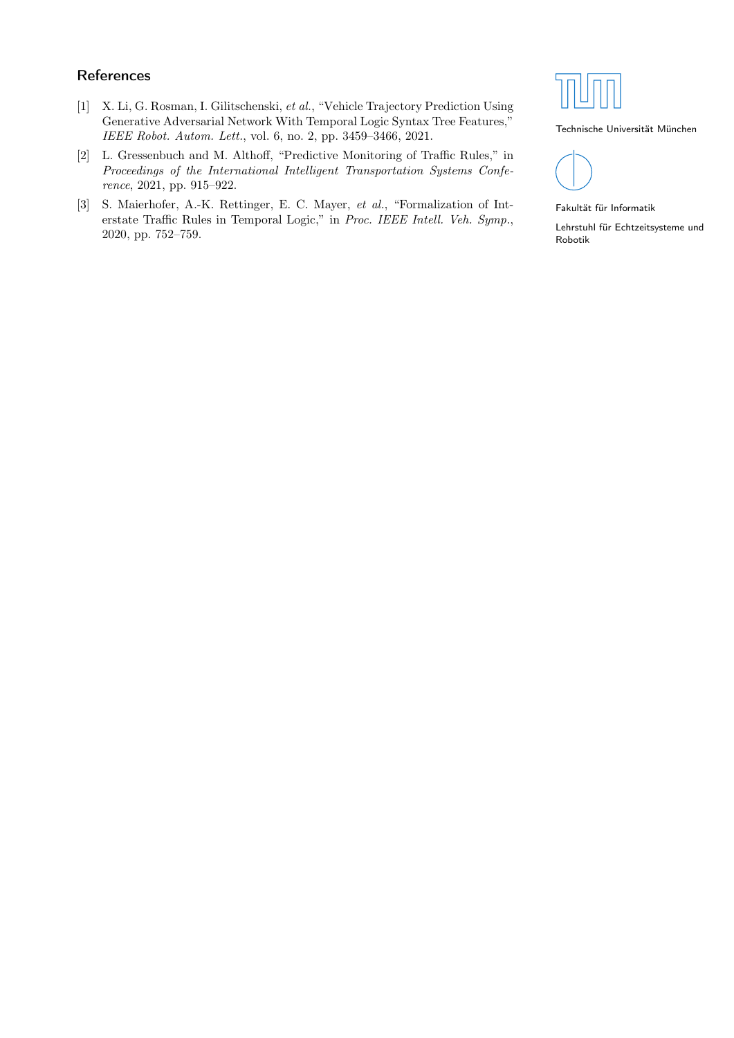## References

[1] X. Li, G. Rosman, I. Gilitschenski, *et al.*, "Vehicle Trajectory Prediction Using Generative Adversarial Network With Temporal Logic Syntax Tree Features," *IEEE Robot. Autom. Lett.*, vol. 6, no. 2, pp. 3459–3466, 2021.

[2] L. Gressenbuch and M. Althoff, "Predictive Monitoring of Traffic Rules," in *Proceedings of the International Intelligent Transportation Systems Conference*, 2021, pp. 915–922.

[3] S. Maierhofer, A.-K. Rettinger, E. C. Mayer, *et al.*, "Formalization of Interstate Traffic Rules in Temporal Logic," in *Proc. IEEE Intell. Veh. Symp.*, 2020, pp. 752–759.

Technische Universität München

Fakultät für Informatik

Lehrstuhl für Echtzeitsysteme und Robotik